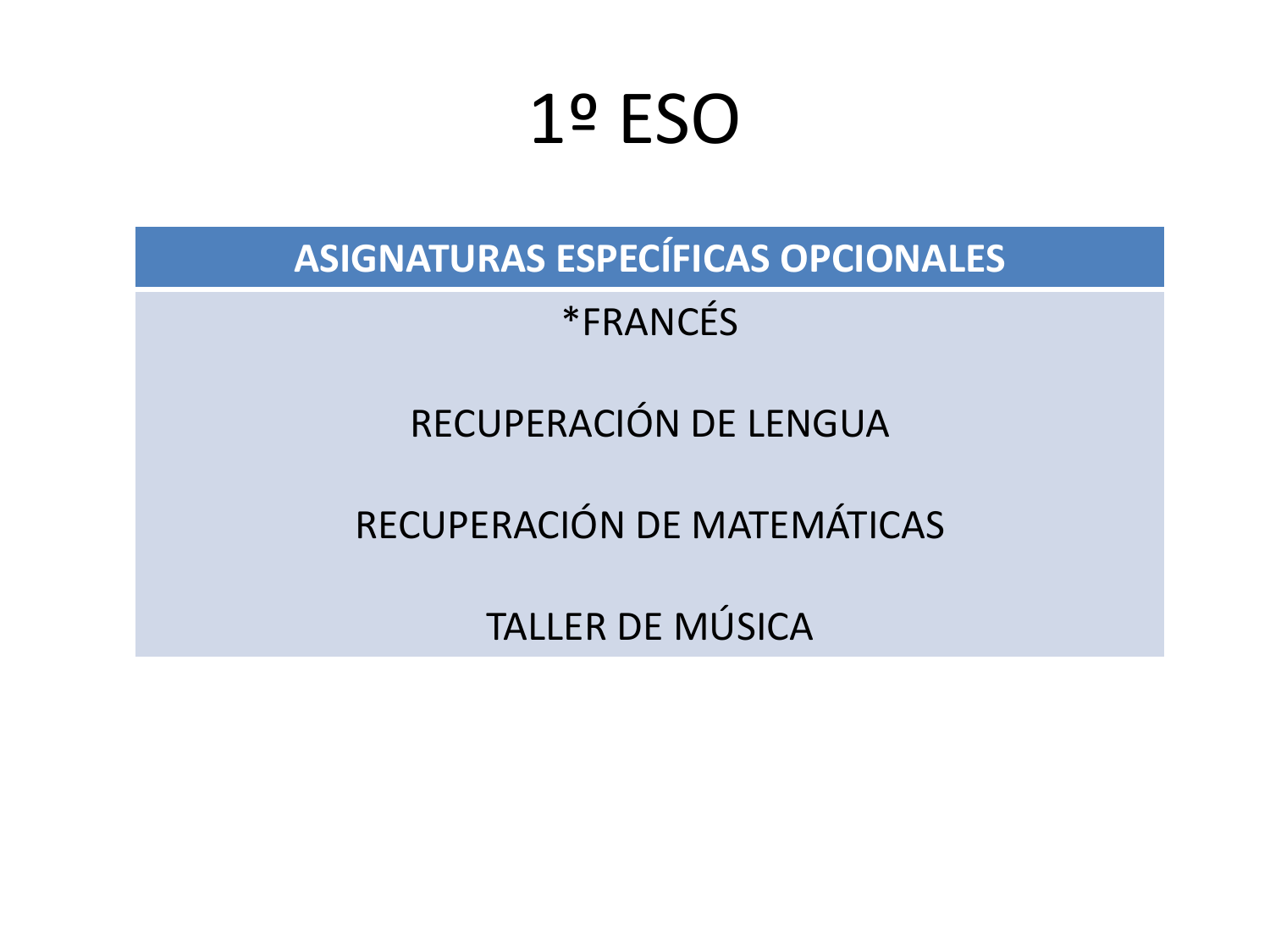# 1º ESO

| ASIGNATURAS ESPECÍFICAS OPCIONALES |
| --- |
| *FRANCÉS |
| RECUPERACIÓN DE LENGUA |
| RECUPERACIÓN DE MATEMÁTICAS |
| TALLER DE MÚSICA |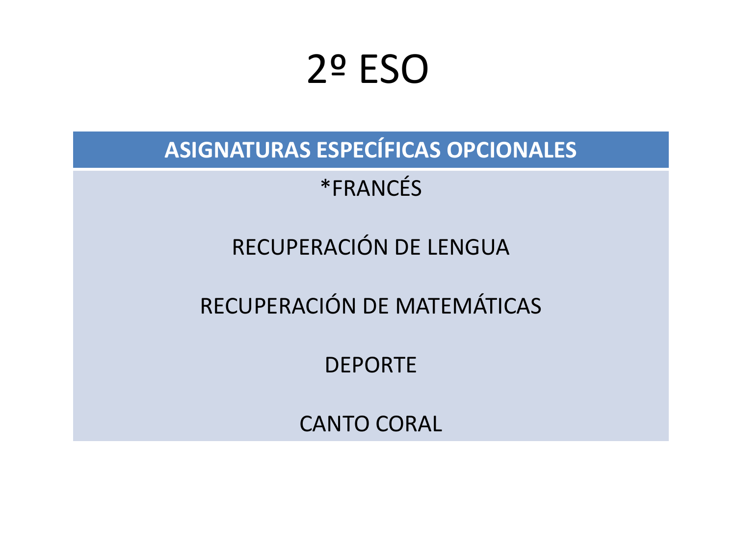# 2º ESO

| ASIGNATURAS ESPECÍFICAS OPCIONALES |
| --- |
| *FRANCÉS |
| RECUPERACIÓN DE LENGUA |
| RECUPERACIÓN DE MATEMÁTICAS |
| DEPORTE |
| CANTO CORAL |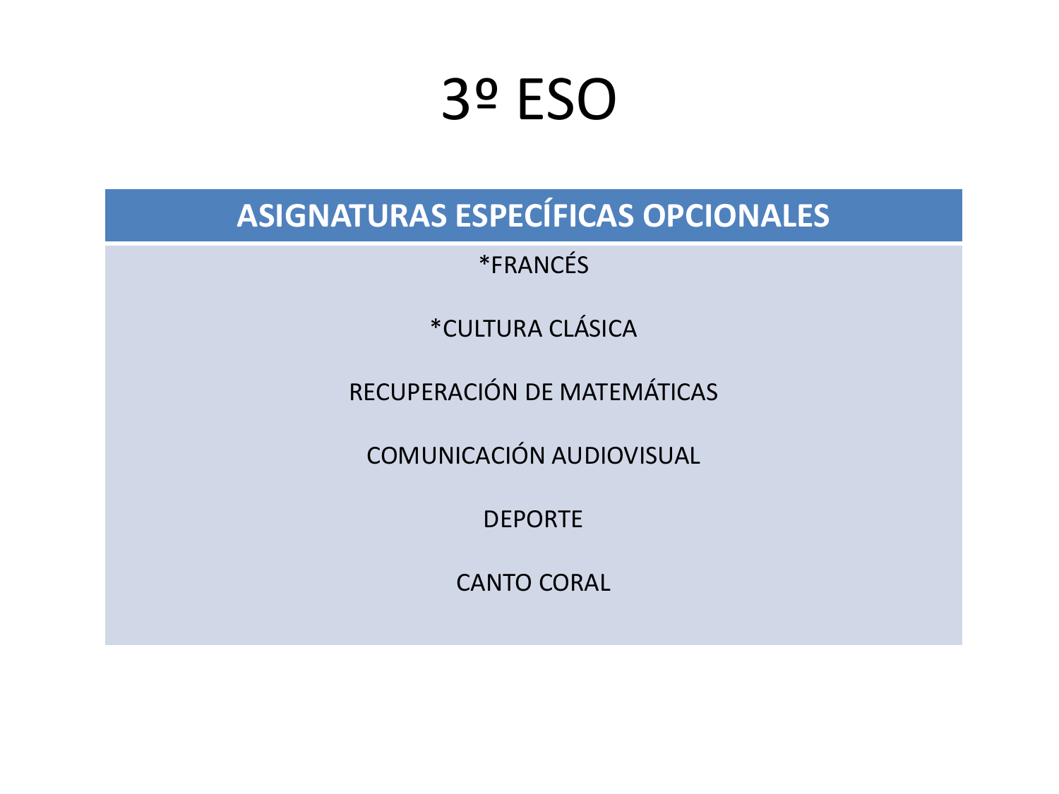# 3º ESO

| ASIGNATURAS ESPECÍFICAS OPCIONALES |
| --- |
| *FRANCÉS<br><br>*CULTURA CLÁSICA<br><br>RECUPERACIÓN DE MATEMÁTICAS<br><br>COMUNICACIÓN AUDIOVISUAL<br><br>DEPORTE<br><br>CANTO CORAL |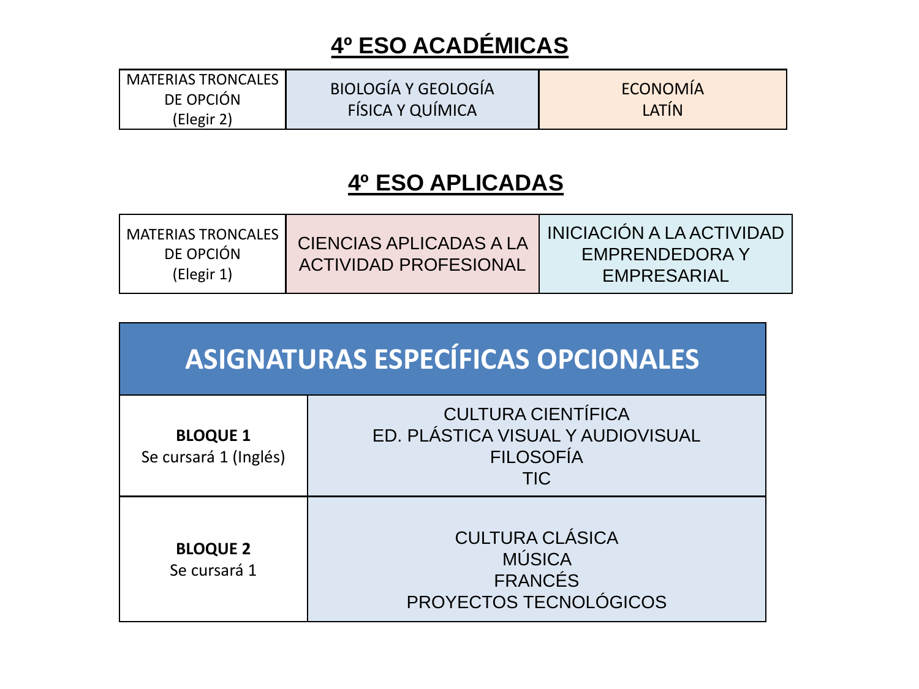# 4º ESO ACADÉMICAS

| MATERIAS TRONCALES DE OPCIÓN (Elegir 2) | BIOLOGÍA Y GEOLOGÍA<br>FÍSICA Y QUÍMICA | ECONOMÍA<br>LATÍN |
| --- | --- | --- |

# 4º ESO APLICADAS

| MATERIAS TRONCALES DE OPCIÓN (Elegir 1) | CIENCIAS APLICADAS A LA ACTIVIDAD PROFESIONAL | INICIACIÓN A LA ACTIVIDAD EMPRENDEDORA Y EMPRESARIAL |
| --- | --- | --- |

| ASIGNATURAS ESPECÍFICAS OPCIONALES | |
| --- | --- |
| **BLOQUE 1**<br>Se cursará 1 (Inglés) | CULTURA CIENTÍFICA<br>ED. PLÁSTICA VISUAL Y AUDIOVISUAL<br>FILOSOFÍA<br>TIC |
| **BLOQUE 2**<br>Se cursará 1 | CULTURA CLÁSICA<br>MÚSICA<br>FRANCÉS<br>PROYECTOS TECNOLÓGICOS |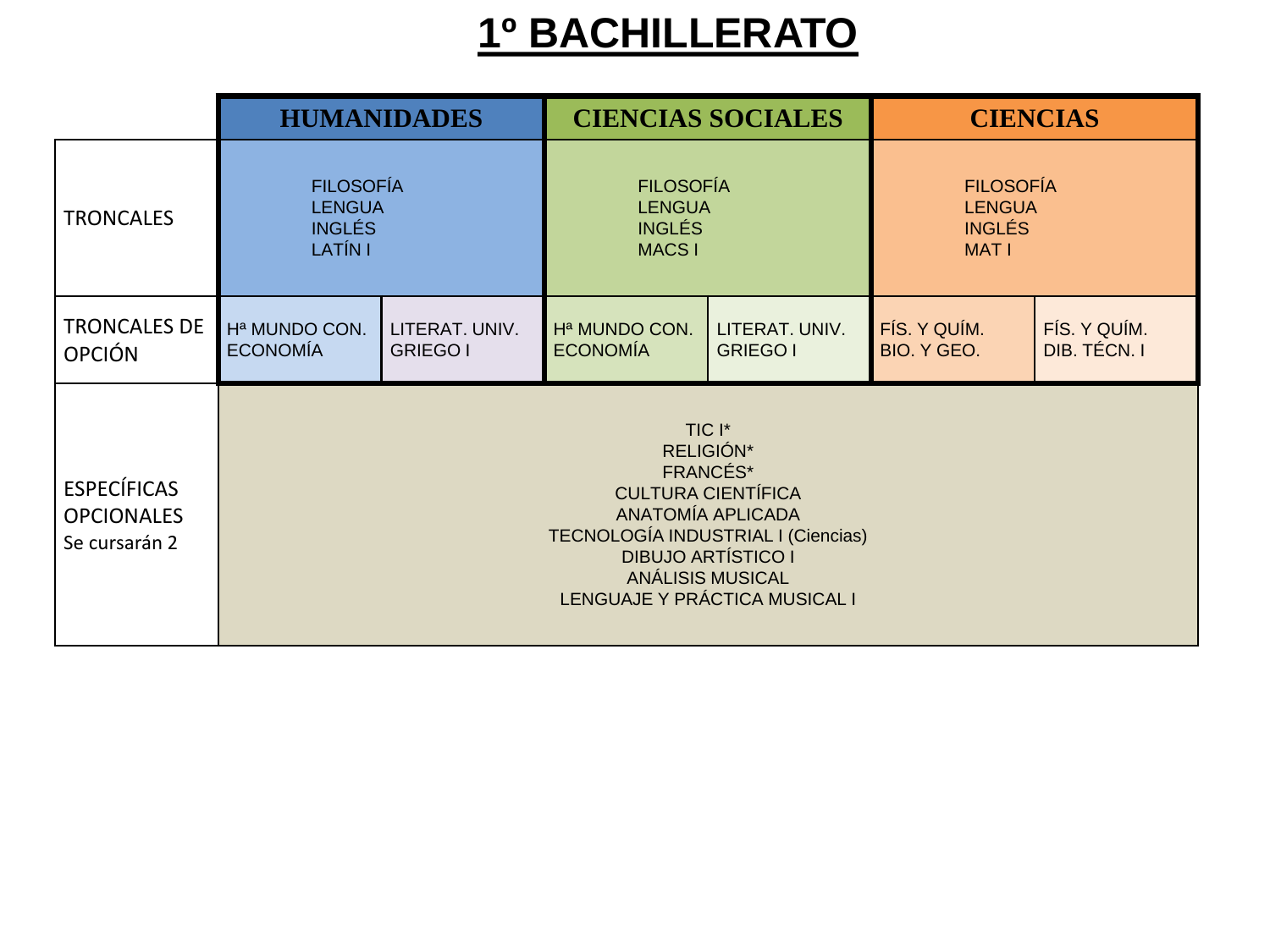# 1º BACHILLERATO

| | HUMANIDADES | | CIENCIAS SOCIALES | | CIENCIAS | |
|---|---|---|---|---|---|---|
| TRONCALES | FILOSOFÍA<br>LENGUA<br>INGLÉS<br>LATÍN I | | FILOSOFÍA<br>LENGUA<br>INGLÉS<br>MACS I | | FILOSOFÍA<br>LENGUA<br>INGLÉS<br>MAT I | |
| TRONCALES DE OPCIÓN | Hª MUNDO CON.<br>ECONOMÍA | LITERAT. UNIV.<br>GRIEGO I | Hª MUNDO CON.<br>ECONOMÍA | LITERAT. UNIV.<br>GRIEGO I | FÍS. Y QUÍM.<br>BIO. Y GEO. | FÍS. Y QUÍM.<br>DIB. TÉCN. I |
| ESPECÍFICAS OPCIONALES<br>Se cursarán 2 | TIC I*<br>RELIGIÓN*<br>FRANCÉS*<br>CULTURA CIENTÍFICA<br>ANATOMÍA APLICADA<br>TECNOLOGÍA INDUSTRIAL I (Ciencias)<br>DIBUJO ARTÍSTICO I<br>ANÁLISIS MUSICAL<br>LENGUAJE Y PRÁCTICA MUSICAL I | | | | | |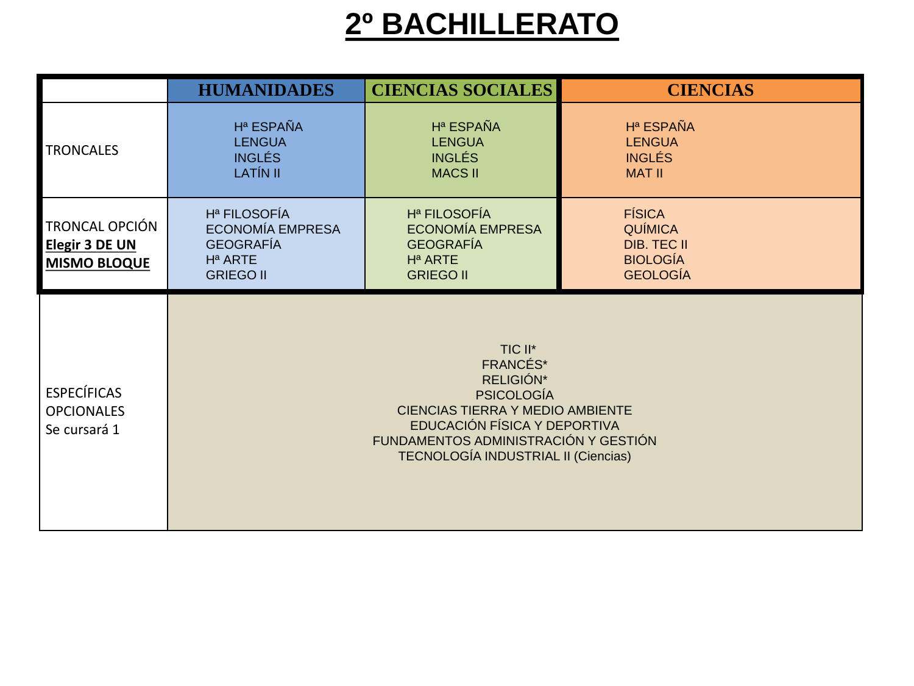# 2º BACHILLERATO

| | HUMANIDADES | CIENCIAS SOCIALES | CIENCIAS |
|---|---|---|---|
| TRONCALES | Hª ESPAÑA<br>LENGUA<br>INGLÉS<br>LATÍN II | Hª ESPAÑA<br>LENGUA<br>INGLÉS<br>MACS II | Hª ESPAÑA<br>LENGUA<br>INGLÉS<br>MAT II |
| TRONCAL OPCIÓN<br>**<u>Elegir 3 DE UN MISMO BLOQUE</u>** | Hª FILOSOFÍA<br>ECONOMÍA EMPRESA<br>GEOGRAFÍA<br>Hª ARTE<br>GRIEGO II | Hª FILOSOFÍA<br>ECONOMÍA EMPRESA<br>GEOGRAFÍA<br>Hª ARTE<br>GRIEGO II | FÍSICA<br>QUÍMICA<br>DIB. TEC II<br>BIOLOGÍA<br>GEOLOGÍA |
| ESPECÍFICAS OPCIONALES<br>Se cursará 1 | TIC II*<br>FRANCÉS*<br>RELIGIÓN*<br>PSICOLOGÍA<br>CIENCIAS TIERRA Y MEDIO AMBIENTE<br>EDUCACIÓN FÍSICA Y DEPORTIVA<br>FUNDAMENTOS ADMINISTRACIÓN Y GESTIÓN<br>TECNOLOGÍA INDUSTRIAL II (Ciencias) | | |